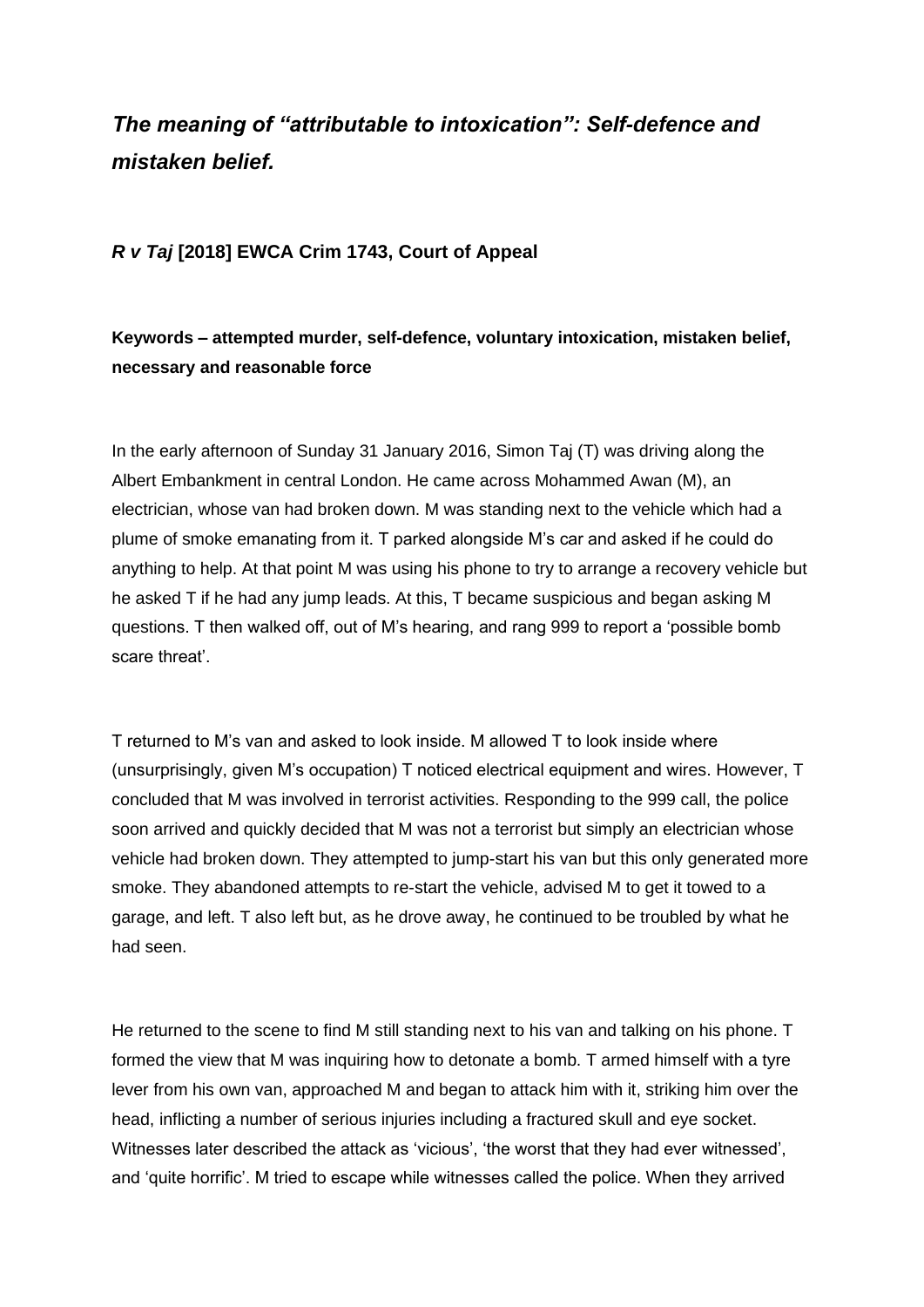# *The meaning of "attributable to intoxication": Self-defence and mistaken belief.*

***R v Taj* [2018] EWCA Crim 1743, Court of Appeal**

**Keywords – attempted murder, self-defence, voluntary intoxication, mistaken belief, necessary and reasonable force**

In the early afternoon of Sunday 31 January 2016, Simon Taj (T) was driving along the Albert Embankment in central London. He came across Mohammed Awan (M), an electrician, whose van had broken down. M was standing next to the vehicle which had a plume of smoke emanating from it. T parked alongside M's car and asked if he could do anything to help. At that point M was using his phone to try to arrange a recovery vehicle but he asked T if he had any jump leads. At this, T became suspicious and began asking M questions. T then walked off, out of M's hearing, and rang 999 to report a 'possible bomb scare threat'.

T returned to M's van and asked to look inside. M allowed T to look inside where (unsurprisingly, given M's occupation) T noticed electrical equipment and wires. However, T concluded that M was involved in terrorist activities. Responding to the 999 call, the police soon arrived and quickly decided that M was not a terrorist but simply an electrician whose vehicle had broken down. They attempted to jump-start his van but this only generated more smoke. They abandoned attempts to re-start the vehicle, advised M to get it towed to a garage, and left. T also left but, as he drove away, he continued to be troubled by what he had seen.

He returned to the scene to find M still standing next to his van and talking on his phone. T formed the view that M was inquiring how to detonate a bomb. T armed himself with a tyre lever from his own van, approached M and began to attack him with it, striking him over the head, inflicting a number of serious injuries including a fractured skull and eye socket. Witnesses later described the attack as 'vicious', 'the worst that they had ever witnessed', and 'quite horrific'. M tried to escape while witnesses called the police. When they arrived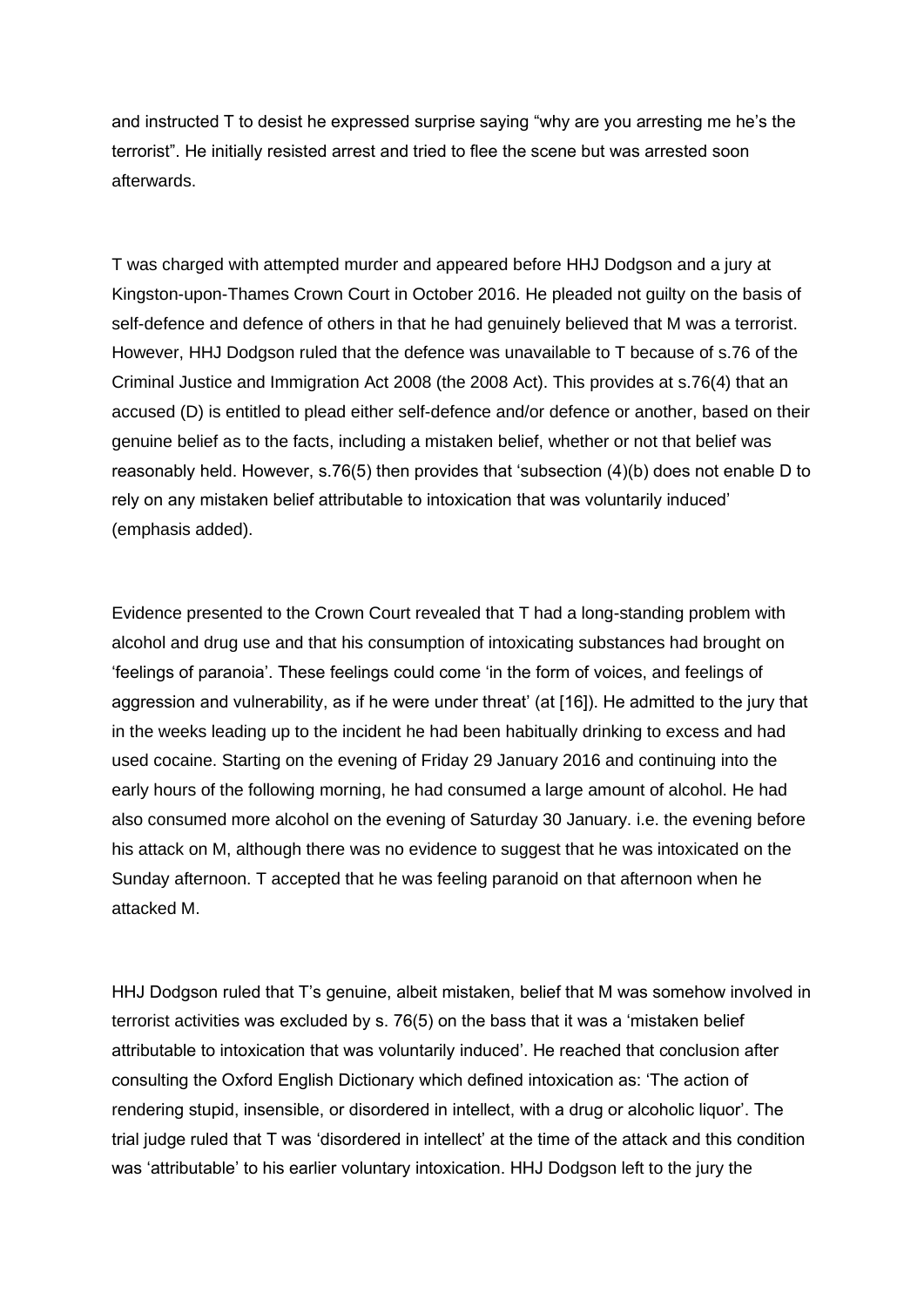and instructed T to desist he expressed surprise saying "why are you arresting me he's the terrorist". He initially resisted arrest and tried to flee the scene but was arrested soon afterwards.

T was charged with attempted murder and appeared before HHJ Dodgson and a jury at Kingston-upon-Thames Crown Court in October 2016. He pleaded not guilty on the basis of self-defence and defence of others in that he had genuinely believed that M was a terrorist. However, HHJ Dodgson ruled that the defence was unavailable to T because of s.76 of the Criminal Justice and Immigration Act 2008 (the 2008 Act). This provides at s.76(4) that an accused (D) is entitled to plead either self-defence and/or defence or another, based on their genuine belief as to the facts, including a mistaken belief, whether or not that belief was reasonably held. However, s.76(5) then provides that 'subsection (4)(b) does not enable D to rely on any mistaken belief attributable to intoxication that was voluntarily induced' (emphasis added).

Evidence presented to the Crown Court revealed that T had a long-standing problem with alcohol and drug use and that his consumption of intoxicating substances had brought on 'feelings of paranoia'. These feelings could come 'in the form of voices, and feelings of aggression and vulnerability, as if he were under threat' (at [16]). He admitted to the jury that in the weeks leading up to the incident he had been habitually drinking to excess and had used cocaine. Starting on the evening of Friday 29 January 2016 and continuing into the early hours of the following morning, he had consumed a large amount of alcohol. He had also consumed more alcohol on the evening of Saturday 30 January. i.e. the evening before his attack on M, although there was no evidence to suggest that he was intoxicated on the Sunday afternoon. T accepted that he was feeling paranoid on that afternoon when he attacked M.

HHJ Dodgson ruled that T's genuine, albeit mistaken, belief that M was somehow involved in terrorist activities was excluded by s. 76(5) on the bass that it was a 'mistaken belief attributable to intoxication that was voluntarily induced'. He reached that conclusion after consulting the Oxford English Dictionary which defined intoxication as: 'The action of rendering stupid, insensible, or disordered in intellect, with a drug or alcoholic liquor'. The trial judge ruled that T was 'disordered in intellect' at the time of the attack and this condition was 'attributable' to his earlier voluntary intoxication. HHJ Dodgson left to the jury the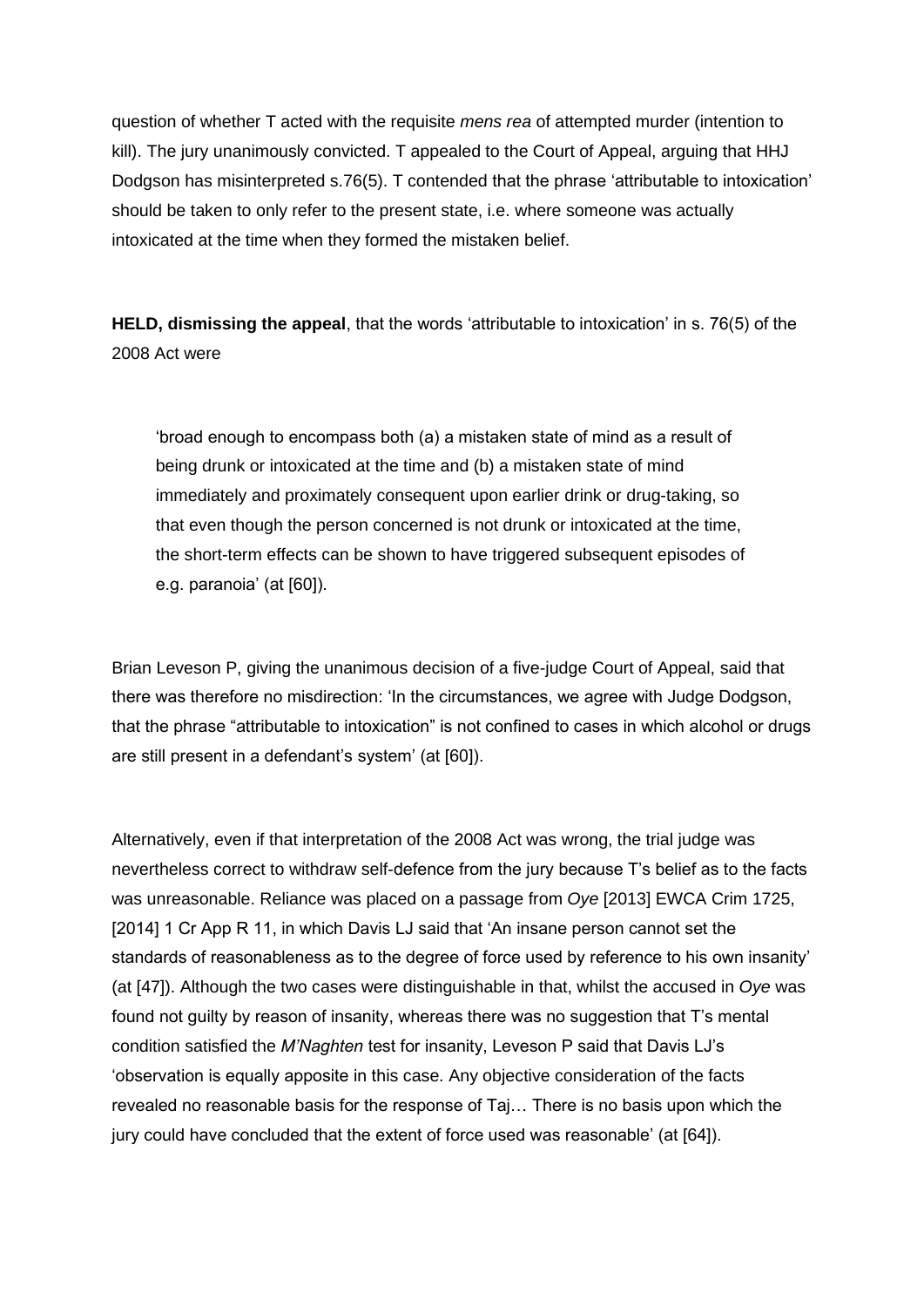question of whether T acted with the requisite *mens rea* of attempted murder (intention to kill). The jury unanimously convicted. T appealed to the Court of Appeal, arguing that HHJ Dodgson has misinterpreted s.76(5). T contended that the phrase 'attributable to intoxication' should be taken to only refer to the present state, i.e. where someone was actually intoxicated at the time when they formed the mistaken belief.

**HELD, dismissing the appeal**, that the words 'attributable to intoxication' in s. 76(5) of the 2008 Act were

> 'broad enough to encompass both (a) a mistaken state of mind as a result of being drunk or intoxicated at the time and (b) a mistaken state of mind immediately and proximately consequent upon earlier drink or drug-taking, so that even though the person concerned is not drunk or intoxicated at the time, the short-term effects can be shown to have triggered subsequent episodes of e.g. paranoia' (at [60]).

Brian Leveson P, giving the unanimous decision of a five-judge Court of Appeal, said that there was therefore no misdirection: 'In the circumstances, we agree with Judge Dodgson, that the phrase "attributable to intoxication" is not confined to cases in which alcohol or drugs are still present in a defendant's system' (at [60]).

Alternatively, even if that interpretation of the 2008 Act was wrong, the trial judge was nevertheless correct to withdraw self-defence from the jury because T's belief as to the facts was unreasonable. Reliance was placed on a passage from *Oye* [2013] EWCA Crim 1725, [2014] 1 Cr App R 11, in which Davis LJ said that 'An insane person cannot set the standards of reasonableness as to the degree of force used by reference to his own insanity' (at [47]). Although the two cases were distinguishable in that, whilst the accused in *Oye* was found not guilty by reason of insanity, whereas there was no suggestion that T's mental condition satisfied the *M'Naghten* test for insanity, Leveson P said that Davis LJ's 'observation is equally apposite in this case. Any objective consideration of the facts revealed no reasonable basis for the response of Taj… There is no basis upon which the jury could have concluded that the extent of force used was reasonable' (at [64]).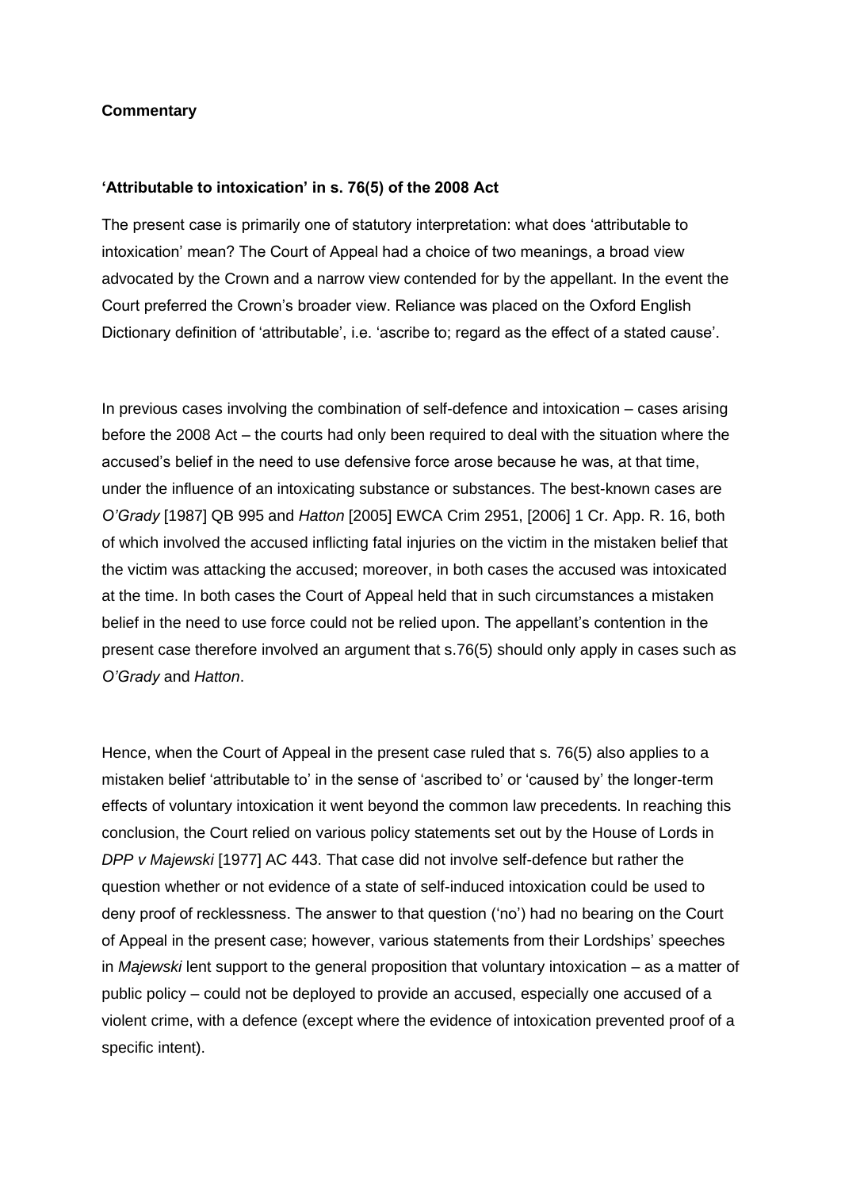**Commentary**

**'Attributable to intoxication' in s. 76(5) of the 2008 Act**

The present case is primarily one of statutory interpretation: what does 'attributable to intoxication' mean? The Court of Appeal had a choice of two meanings, a broad view advocated by the Crown and a narrow view contended for by the appellant. In the event the Court preferred the Crown's broader view. Reliance was placed on the Oxford English Dictionary definition of 'attributable', i.e. 'ascribe to; regard as the effect of a stated cause'.

In previous cases involving the combination of self-defence and intoxication – cases arising before the 2008 Act – the courts had only been required to deal with the situation where the accused's belief in the need to use defensive force arose because he was, at that time, under the influence of an intoxicating substance or substances. The best-known cases are *O'Grady* [1987] QB 995 and *Hatton* [2005] EWCA Crim 2951, [2006] 1 Cr. App. R. 16, both of which involved the accused inflicting fatal injuries on the victim in the mistaken belief that the victim was attacking the accused; moreover, in both cases the accused was intoxicated at the time. In both cases the Court of Appeal held that in such circumstances a mistaken belief in the need to use force could not be relied upon. The appellant's contention in the present case therefore involved an argument that s.76(5) should only apply in cases such as *O'Grady* and *Hatton*.

Hence, when the Court of Appeal in the present case ruled that s. 76(5) also applies to a mistaken belief 'attributable to' in the sense of 'ascribed to' or 'caused by' the longer-term effects of voluntary intoxication it went beyond the common law precedents. In reaching this conclusion, the Court relied on various policy statements set out by the House of Lords in *DPP v Majewski* [1977] AC 443. That case did not involve self-defence but rather the question whether or not evidence of a state of self-induced intoxication could be used to deny proof of recklessness. The answer to that question ('no') had no bearing on the Court of Appeal in the present case; however, various statements from their Lordships' speeches in *Majewski* lent support to the general proposition that voluntary intoxication – as a matter of public policy – could not be deployed to provide an accused, especially one accused of a violent crime, with a defence (except where the evidence of intoxication prevented proof of a specific intent).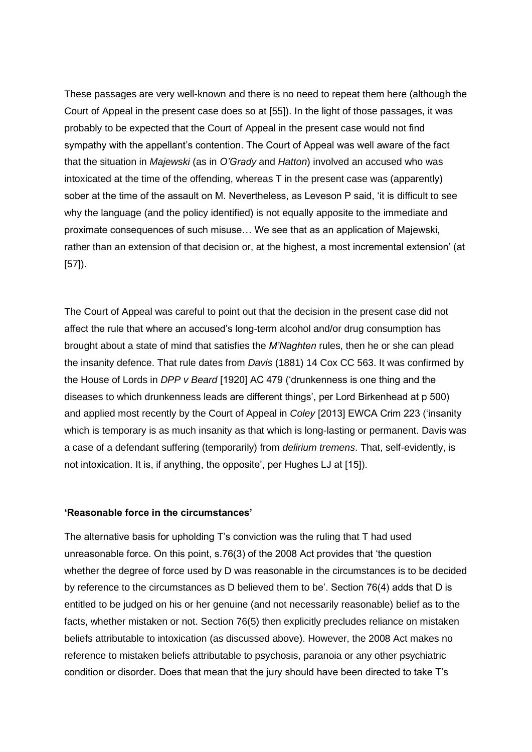These passages are very well-known and there is no need to repeat them here (although the Court of Appeal in the present case does so at [55]). In the light of those passages, it was probably to be expected that the Court of Appeal in the present case would not find sympathy with the appellant's contention. The Court of Appeal was well aware of the fact that the situation in *Majewski* (as in *O'Grady* and *Hatton*) involved an accused who was intoxicated at the time of the offending, whereas T in the present case was (apparently) sober at the time of the assault on M. Nevertheless, as Leveson P said, 'it is difficult to see why the language (and the policy identified) is not equally apposite to the immediate and proximate consequences of such misuse… We see that as an application of Majewski, rather than an extension of that decision or, at the highest, a most incremental extension' (at [57]).

The Court of Appeal was careful to point out that the decision in the present case did not affect the rule that where an accused's long-term alcohol and/or drug consumption has brought about a state of mind that satisfies the *M'Naghten* rules, then he or she can plead the insanity defence. That rule dates from *Davis* (1881) 14 Cox CC 563. It was confirmed by the House of Lords in *DPP v Beard* [1920] AC 479 ('drunkenness is one thing and the diseases to which drunkenness leads are different things', per Lord Birkenhead at p 500) and applied most recently by the Court of Appeal in *Coley* [2013] EWCA Crim 223 ('insanity which is temporary is as much insanity as that which is long-lasting or permanent. Davis was a case of a defendant suffering (temporarily) from *delirium tremens*. That, self-evidently, is not intoxication. It is, if anything, the opposite', per Hughes LJ at [15]).

**'Reasonable force in the circumstances'**

The alternative basis for upholding T's conviction was the ruling that T had used unreasonable force. On this point, s.76(3) of the 2008 Act provides that 'the question whether the degree of force used by D was reasonable in the circumstances is to be decided by reference to the circumstances as D believed them to be'. Section 76(4) adds that D is entitled to be judged on his or her genuine (and not necessarily reasonable) belief as to the facts, whether mistaken or not. Section 76(5) then explicitly precludes reliance on mistaken beliefs attributable to intoxication (as discussed above). However, the 2008 Act makes no reference to mistaken beliefs attributable to psychosis, paranoia or any other psychiatric condition or disorder. Does that mean that the jury should have been directed to take T's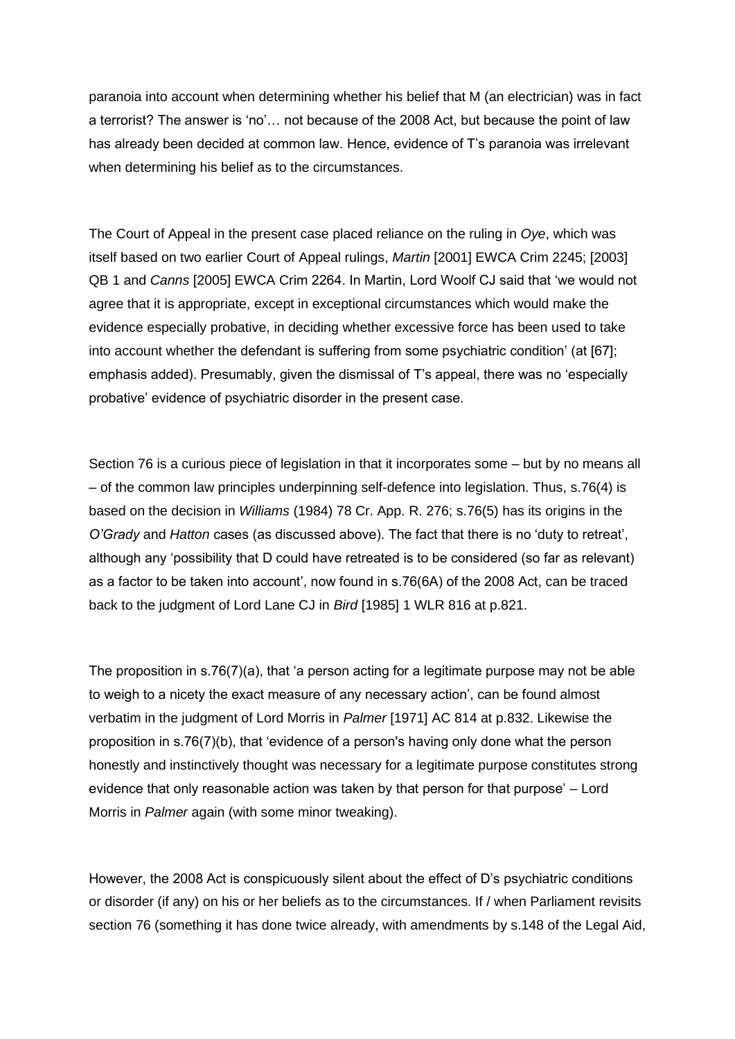paranoia into account when determining whether his belief that M (an electrician) was in fact a terrorist? The answer is 'no'… not because of the 2008 Act, but because the point of law has already been decided at common law. Hence, evidence of T's paranoia was irrelevant when determining his belief as to the circumstances.

The Court of Appeal in the present case placed reliance on the ruling in *Oye*, which was itself based on two earlier Court of Appeal rulings, *Martin* [2001] EWCA Crim 2245; [2003] QB 1 and *Canns* [2005] EWCA Crim 2264. In Martin, Lord Woolf CJ said that 'we would not agree that it is appropriate, except in exceptional circumstances which would make the evidence especially probative, in deciding whether excessive force has been used to take into account whether the defendant is suffering from some psychiatric condition' (at [67]; emphasis added). Presumably, given the dismissal of T's appeal, there was no 'especially probative' evidence of psychiatric disorder in the present case.

Section 76 is a curious piece of legislation in that it incorporates some – but by no means all – of the common law principles underpinning self-defence into legislation. Thus, s.76(4) is based on the decision in *Williams* (1984) 78 Cr. App. R. 276; s.76(5) has its origins in the *O'Grady* and *Hatton* cases (as discussed above). The fact that there is no 'duty to retreat', although any 'possibility that D could have retreated is to be considered (so far as relevant) as a factor to be taken into account', now found in s.76(6A) of the 2008 Act, can be traced back to the judgment of Lord Lane CJ in *Bird* [1985] 1 WLR 816 at p.821.

The proposition in s.76(7)(a), that 'a person acting for a legitimate purpose may not be able to weigh to a nicety the exact measure of any necessary action', can be found almost verbatim in the judgment of Lord Morris in *Palmer* [1971] AC 814 at p.832. Likewise the proposition in s.76(7)(b), that 'evidence of a person's having only done what the person honestly and instinctively thought was necessary for a legitimate purpose constitutes strong evidence that only reasonable action was taken by that person for that purpose' – Lord Morris in *Palmer* again (with some minor tweaking).

However, the 2008 Act is conspicuously silent about the effect of D's psychiatric conditions or disorder (if any) on his or her beliefs as to the circumstances. If / when Parliament revisits section 76 (something it has done twice already, with amendments by s.148 of the Legal Aid,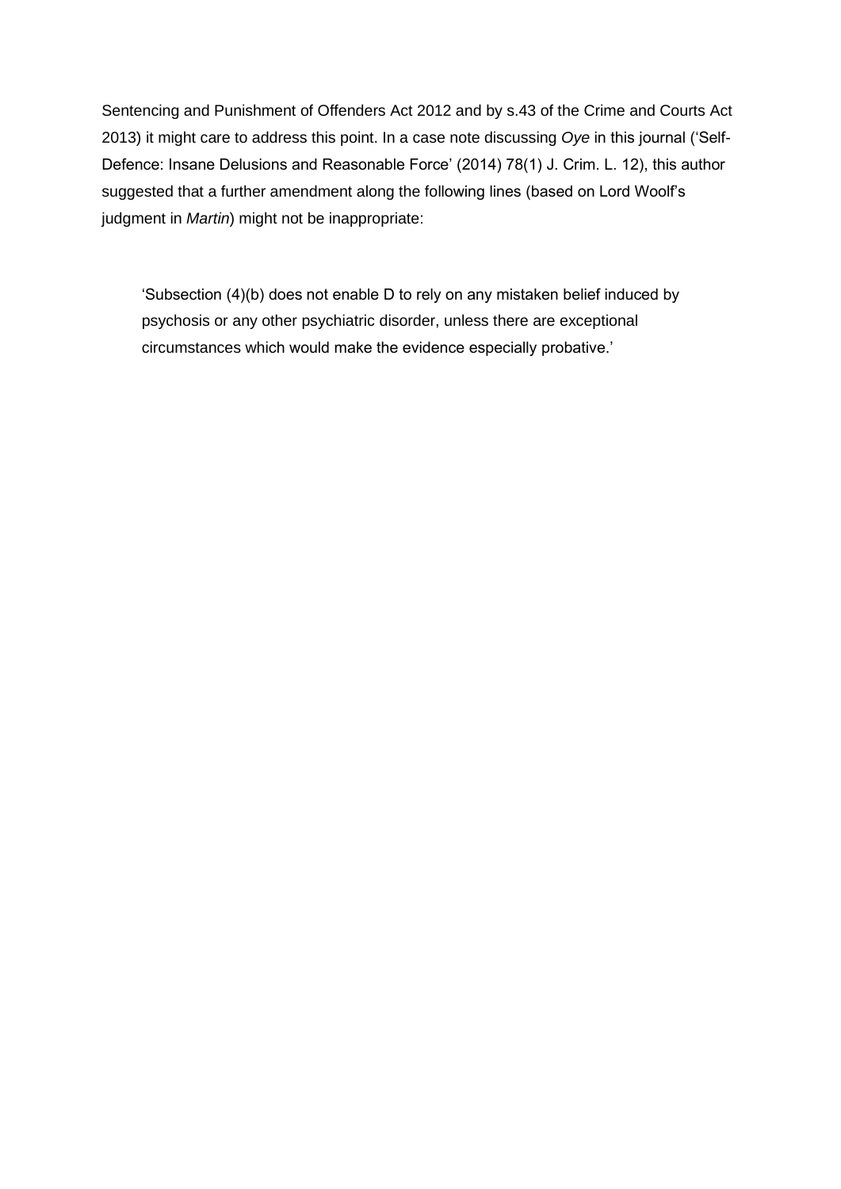Sentencing and Punishment of Offenders Act 2012 and by s.43 of the Crime and Courts Act 2013) it might care to address this point. In a case note discussing *Oye* in this journal ('Self-Defence: Insane Delusions and Reasonable Force' (2014) 78(1) J. Crim. L. 12), this author suggested that a further amendment along the following lines (based on Lord Woolf's judgment in *Martin*) might not be inappropriate:

> 'Subsection (4)(b) does not enable D to rely on any mistaken belief induced by psychosis or any other psychiatric disorder, unless there are exceptional circumstances which would make the evidence especially probative.'